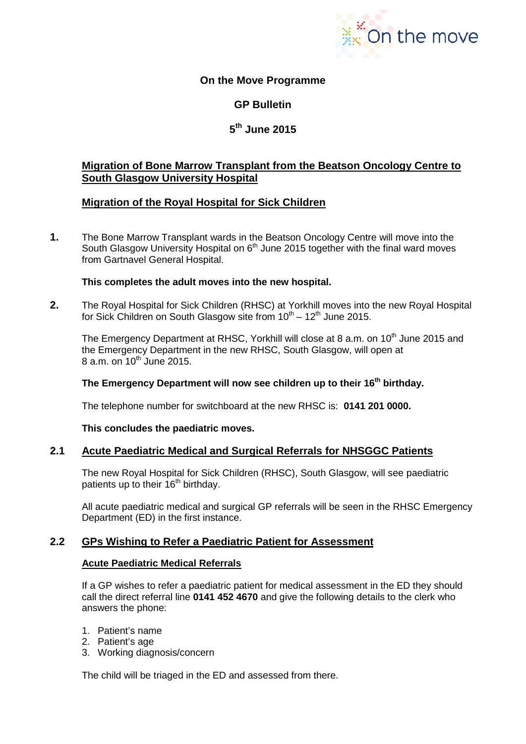On the move

**On the Move Programme**

**GP Bulletin**

**5th June 2015**

## Migration of Bone Marrow Transplant from the Beatson Oncology Centre to South Glasgow University Hospital

## Migration of the Royal Hospital for Sick Children

**1.** The Bone Marrow Transplant wards in the Beatson Oncology Centre will move into the South Glasgow University Hospital on 6th June 2015 together with the final ward moves from Gartnavel General Hospital.

**This completes the adult moves into the new hospital.**

**2.** The Royal Hospital for Sick Children (RHSC) at Yorkhill moves into the new Royal Hospital for Sick Children on South Glasgow site from 10th – 12th June 2015.

The Emergency Department at RHSC, Yorkhill will close at 8 a.m. on 10th June 2015 and the Emergency Department in the new RHSC, South Glasgow, will open at 8 a.m. on 10th June 2015.

**The Emergency Department will now see children up to their 16th birthday.**

The telephone number for switchboard at the new RHSC is: **0141 201 0000.**

**This concludes the paediatric moves.**

### 2.1 Acute Paediatric Medical and Surgical Referrals for NHSGGC Patients

The new Royal Hospital for Sick Children (RHSC), South Glasgow, will see paediatric patients up to their 16th birthday.

All acute paediatric medical and surgical GP referrals will be seen in the RHSC Emergency Department (ED) in the first instance.

### 2.2 GPs Wishing to Refer a Paediatric Patient for Assessment

#### Acute Paediatric Medical Referrals

If a GP wishes to refer a paediatric patient for medical assessment in the ED they should call the direct referral line **0141 452 4670** and give the following details to the clerk who answers the phone:

1. Patient's name
2. Patient's age
3. Working diagnosis/concern

The child will be triaged in the ED and assessed from there.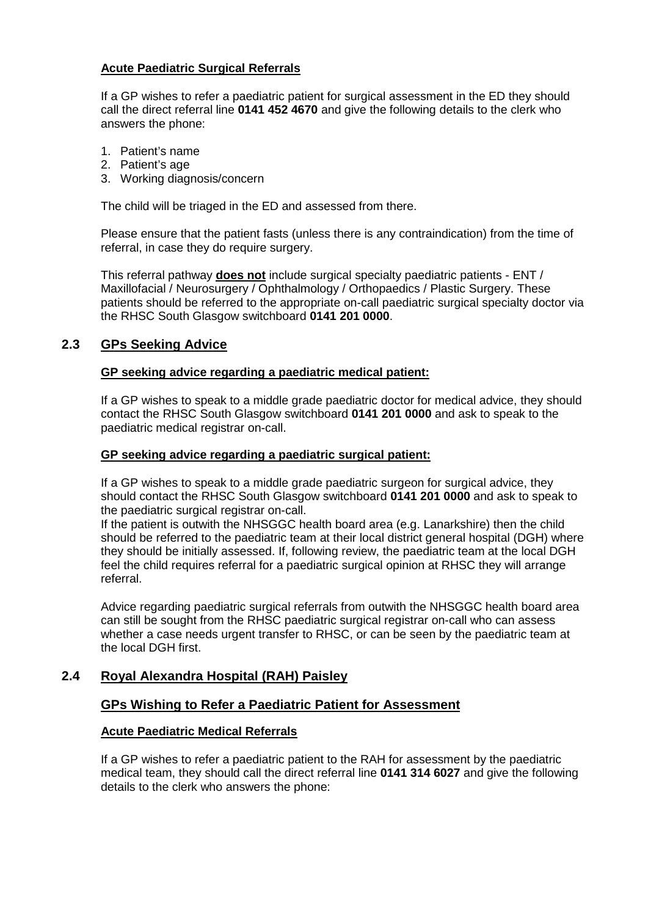#### Acute Paediatric Surgical Referrals

If a GP wishes to refer a paediatric patient for surgical assessment in the ED they should call the direct referral line **0141 452 4670** and give the following details to the clerk who answers the phone:

1. Patient's name
2. Patient's age
3. Working diagnosis/concern

The child will be triaged in the ED and assessed from there.

Please ensure that the patient fasts (unless there is any contraindication) from the time of referral, in case they do require surgery.

This referral pathway **does not** include surgical specialty paediatric patients - ENT / Maxillofacial / Neurosurgery / Ophthalmology / Orthopaedics / Plastic Surgery. These patients should be referred to the appropriate on-call paediatric surgical specialty doctor via the RHSC South Glasgow switchboard **0141 201 0000**.

## 2.3 GPs Seeking Advice

#### GP seeking advice regarding a paediatric medical patient:

If a GP wishes to speak to a middle grade paediatric doctor for medical advice, they should contact the RHSC South Glasgow switchboard **0141 201 0000** and ask to speak to the paediatric medical registrar on-call.

#### GP seeking advice regarding a paediatric surgical patient:

If a GP wishes to speak to a middle grade paediatric surgeon for surgical advice, they should contact the RHSC South Glasgow switchboard **0141 201 0000** and ask to speak to the paediatric surgical registrar on-call.
If the patient is outwith the NHSGGC health board area (e.g. Lanarkshire) then the child should be referred to the paediatric team at their local district general hospital (DGH) where they should be initially assessed. If, following review, the paediatric team at the local DGH feel the child requires referral for a paediatric surgical opinion at RHSC they will arrange referral.

Advice regarding paediatric surgical referrals from outwith the NHSGGC health board area can still be sought from the RHSC paediatric surgical registrar on-call who can assess whether a case needs urgent transfer to RHSC, or can be seen by the paediatric team at the local DGH first.

## 2.4 Royal Alexandra Hospital (RAH) Paisley

### GPs Wishing to Refer a Paediatric Patient for Assessment

#### Acute Paediatric Medical Referrals

If a GP wishes to refer a paediatric patient to the RAH for assessment by the paediatric medical team, they should call the direct referral line **0141 314 6027** and give the following details to the clerk who answers the phone: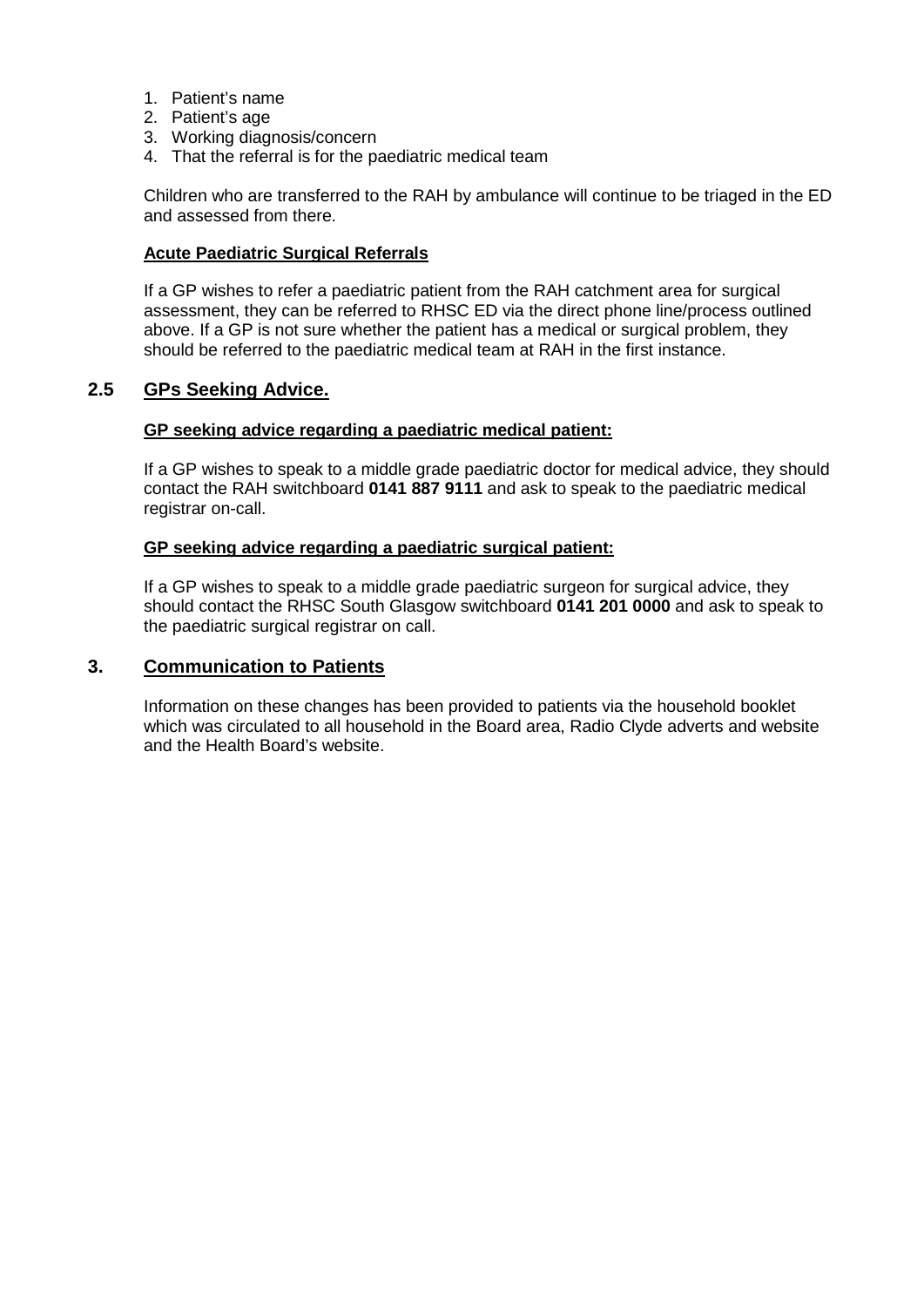1. Patient's name
2. Patient's age
3. Working diagnosis/concern
4. That the referral is for the paediatric medical team

Children who are transferred to the RAH by ambulance will continue to be triaged in the ED and assessed from there.

**Acute Paediatric Surgical Referrals**

If a GP wishes to refer a paediatric patient from the RAH catchment area for surgical assessment, they can be referred to RHSC ED via the direct phone line/process outlined above. If a GP is not sure whether the patient has a medical or surgical problem, they should be referred to the paediatric medical team at RAH in the first instance.

## 2.5 GPs Seeking Advice.

**GP seeking advice regarding a paediatric medical patient:**

If a GP wishes to speak to a middle grade paediatric doctor for medical advice, they should contact the RAH switchboard **0141 887 9111** and ask to speak to the paediatric medical registrar on-call.

**GP seeking advice regarding a paediatric surgical patient:**

If a GP wishes to speak to a middle grade paediatric surgeon for surgical advice, they should contact the RHSC South Glasgow switchboard **0141 201 0000** and ask to speak to the paediatric surgical registrar on call.

## 3. Communication to Patients

Information on these changes has been provided to patients via the household booklet which was circulated to all household in the Board area, Radio Clyde adverts and website and the Health Board's website.